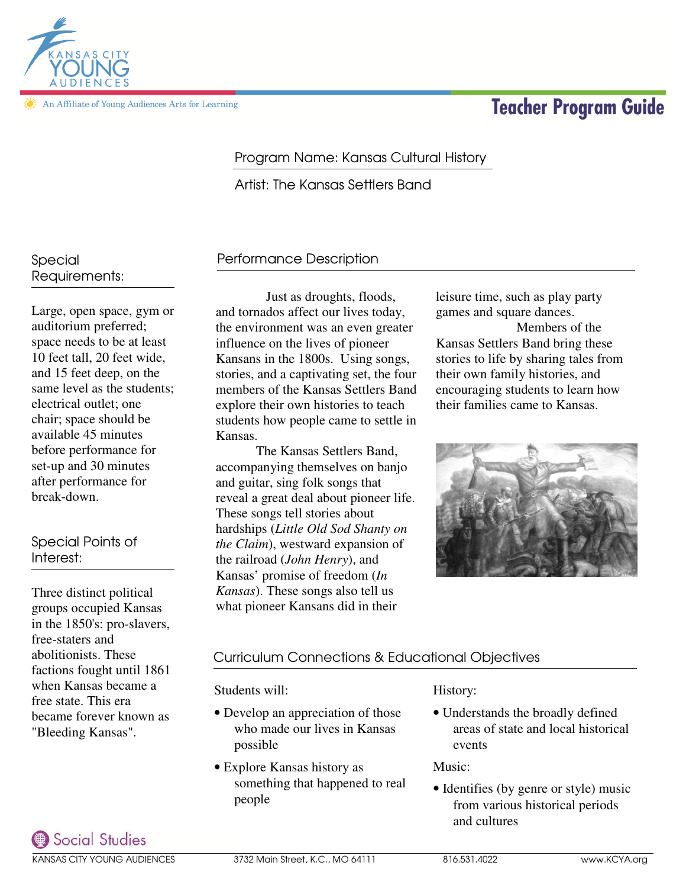# Teacher Program Guide

An Affiliate of Young Audiences Arts for Learning

Program Name: Kansas Cultural History

Artist: The Kansas Settlers Band

## Special Requirements:

Large, open space, gym or auditorium preferred; space needs to be at least 10 feet tall, 20 feet wide, and 15 feet deep, on the same level as the students; electrical outlet; one chair; space should be available 45 minutes before performance for set-up and 30 minutes after performance for break-down.

## Special Points of Interest:

Three distinct political groups occupied Kansas in the 1850's: pro-slavers, free-staters and abolitionists. These factions fought until 1861 when Kansas became a free state. This era became forever known as "Bleeding Kansas".

## Performance Description

Just as droughts, floods, and tornados affect our lives today, the environment was an even greater influence on the lives of pioneer Kansans in the 1800s. Using songs, stories, and a captivating set, the four members of the Kansas Settlers Band explore their own histories to teach students how people came to settle in Kansas.

The Kansas Settlers Band, accompanying themselves on banjo and guitar, sing folk songs that reveal a great deal about pioneer life. These songs tell stories about hardships (*Little Old Sod Shanty on the Claim*), westward expansion of the railroad (*John Henry*), and Kansas' promise of freedom (*In Kansas*). These songs also tell us what pioneer Kansans did in their leisure time, such as play party games and square dances.

Members of the Kansas Settlers Band bring these stories to life by sharing tales from their own family histories, and encouraging students to learn how their families came to Kansas.

## Curriculum Connections & Educational Objectives

Students will:

- Develop an appreciation of those who made our lives in Kansas possible
- Explore Kansas history as something that happened to real people

History:

- Understands the broadly defined areas of state and local historical events

Music:

- Identifies (by genre or style) music from various historical periods and cultures

Social Studies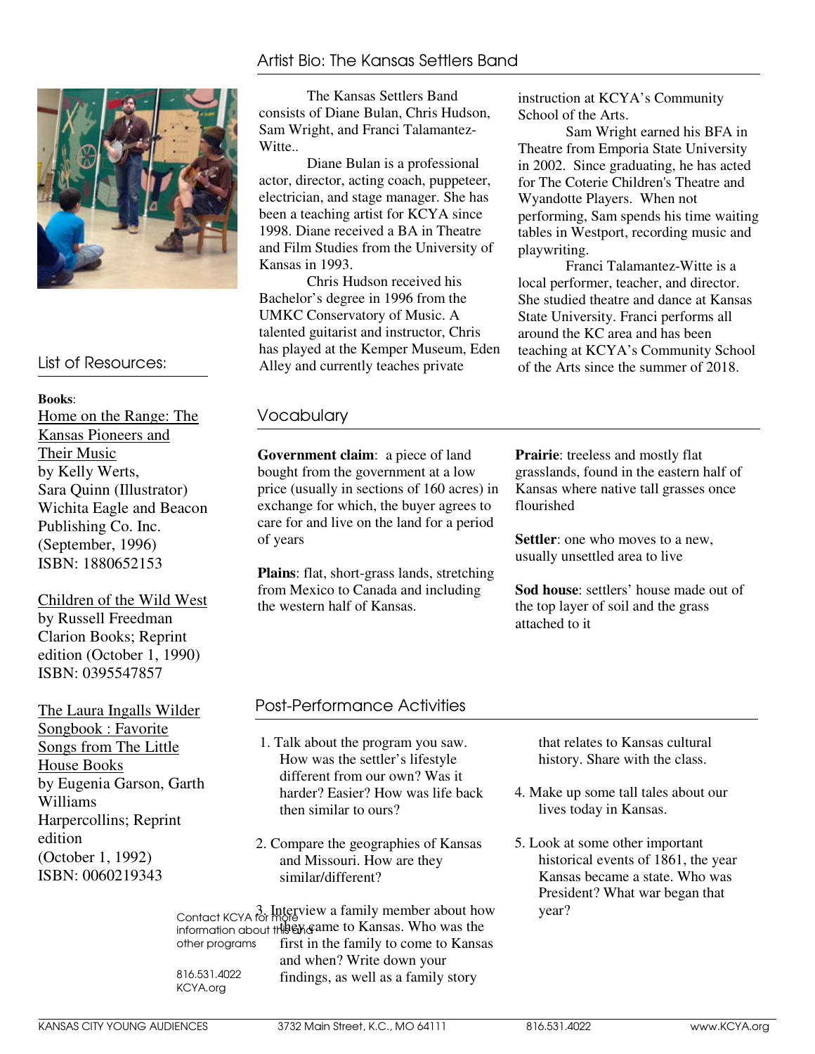## Artist Bio: The Kansas Settlers Band

The Kansas Settlers Band consists of Diane Bulan, Chris Hudson, Sam Wright, and Franci Talamantez-Witte..

Diane Bulan is a professional actor, director, acting coach, puppeteer, electrician, and stage manager. She has been a teaching artist for KCYA since 1998. Diane received a BA in Theatre and Film Studies from the University of Kansas in 1993.

Chris Hudson received his Bachelor's degree in 1996 from the UMKC Conservatory of Music. A talented guitarist and instructor, Chris has played at the Kemper Museum, Eden Alley and currently teaches private instruction at KCYA's Community School of the Arts.

Sam Wright earned his BFA in Theatre from Emporia State University in 2002. Since graduating, he has acted for The Coterie Children's Theatre and Wyandotte Players. When not performing, Sam spends his time waiting tables in Westport, recording music and playwriting.

Franci Talamantez-Witte is a local performer, teacher, and director. She studied theatre and dance at Kansas State University. Franci performs all around the KC area and has been teaching at KCYA's Community School of the Arts since the summer of 2018.

## List of Resources:

**Books**:

Home on the Range: The Kansas Pioneers and Their Music
by Kelly Werts,
Sara Quinn (Illustrator)
Wichita Eagle and Beacon Publishing Co. Inc.
(September, 1996)
ISBN: 1880652153

Children of the Wild West
by Russell Freedman
Clarion Books; Reprint edition (October 1, 1990)
ISBN: 0395547857

The Laura Ingalls Wilder Songbook : Favorite Songs from The Little House Books
by Eugenia Garson, Garth Williams
Harpercollins; Reprint edition
(October 1, 1992)
ISBN: 0060219343

## Vocabulary

**Government claim**: a piece of land bought from the government at a low price (usually in sections of 160 acres) in exchange for which, the buyer agrees to care for and live on the land for a period of years

**Plains**: flat, short-grass lands, stretching from Mexico to Canada and including the western half of Kansas.

**Prairie**: treeless and mostly flat grasslands, found in the eastern half of Kansas where native tall grasses once flourished

**Settler**: one who moves to a new, usually unsettled area to live

**Sod house**: settlers' house made out of the top layer of soil and the grass attached to it

## Post-Performance Activities

1. Talk about the program you saw. How was the settler's lifestyle different from our own? Was it harder? Easier? How was life back then similar to ours?
2. Compare the geographies of Kansas and Missouri. How are they similar/different?
3. Interview a family member about how they came to Kansas. Who was the first in the family to come to Kansas and when? Write down your findings, as well as a family story that relates to Kansas cultural history. Share with the class.
4. Make up some tall tales about our lives today in Kansas.
5. Look at some other important historical events of 1861, the year Kansas became a state. Who was President? What war began that year?

Contact KCYA for more information about this and other programs

816.531.4022
KCYA.org